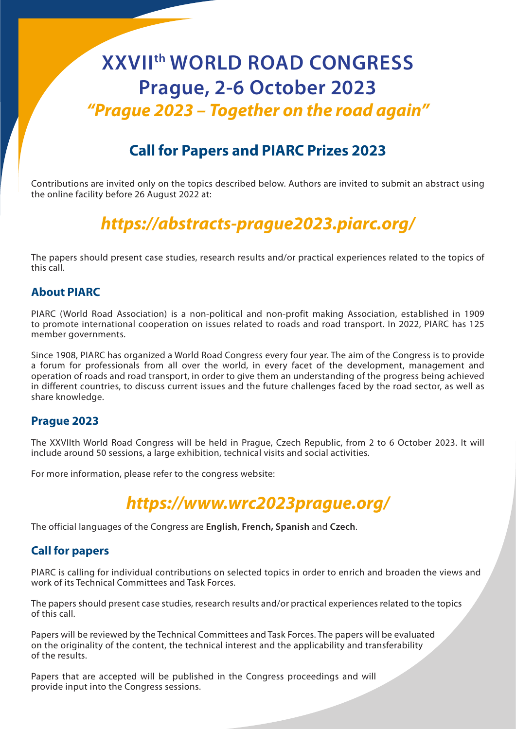# XXVII<sup>th</sup> WORLD ROAD CONGRESS

# Prague, 2-6 October 2023

## *"Prague 2023 – Together on the road again"*

## Call for Papers and PIARC Prizes 2023

Contributions are invited only on the topics described below. Authors are invited to submit an abstract using the online facility before 26 August 2022 at:

## *https://abstracts-prague2023.piarc.org/*

The papers should present case studies, research results and/or practical experiences related to the topics of this call.

### About PIARC

PIARC (World Road Association) is a non-political and non-profit making Association, established in 1909 to promote international cooperation on issues related to roads and road transport. In 2022, PIARC has 125 member governments.

Since 1908, PIARC has organized a World Road Congress every four year. The aim of the Congress is to provide a forum for professionals from all over the world, in every facet of the development, management and operation of roads and road transport, in order to give them an understanding of the progress being achieved in different countries, to discuss current issues and the future challenges faced by the road sector, as well as share knowledge.

### Prague 2023

The XXVIIth World Road Congress will be held in Prague, Czech Republic, from 2 to 6 October 2023. It will include around 50 sessions, a large exhibition, technical visits and social activities.

For more information, please refer to the congress website:

## *https://www.wrc2023prague.org/*

The official languages of the Congress are **English**, **French, Spanish** and **Czech**.

### Call for papers

PIARC is calling for individual contributions on selected topics in order to enrich and broaden the views and work of its Technical Committees and Task Forces.

The papers should present case studies, research results and/or practical experiences related to the topics of this call.

Papers will be reviewed by the Technical Committees and Task Forces. The papers will be evaluated on the originality of the content, the technical interest and the applicability and transferability of the results.

Papers that are accepted will be published in the Congress proceedings and will provide input into the Congress sessions.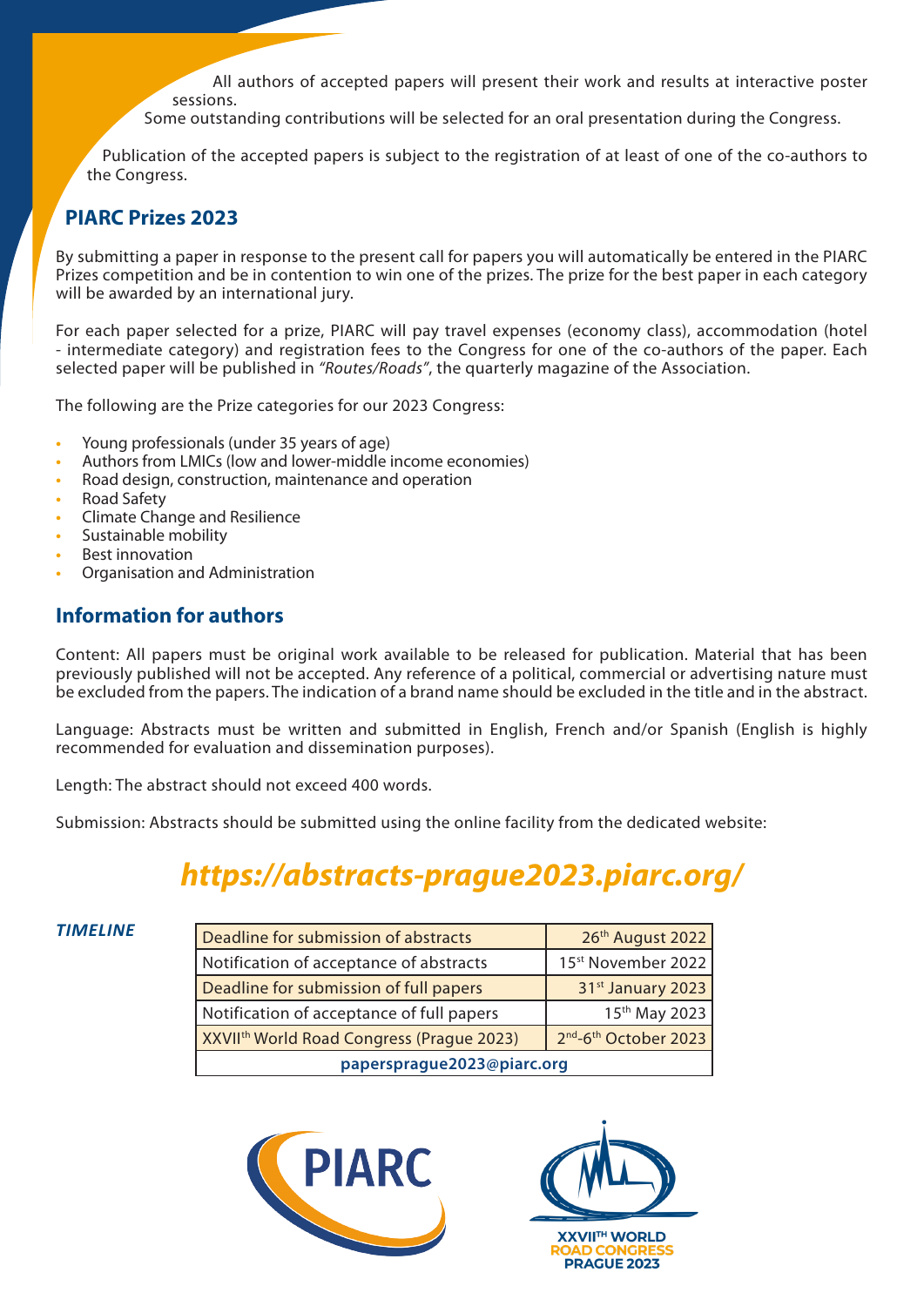All authors of accepted papers will present their work and results at interactive poster sessions.

Some outstanding contributions will be selected for an oral presentation during the Congress.

Publication of the accepted papers is subject to the registration of at least of one of the co-authors to the Congress.

## PIARC Prizes 2023

By submitting a paper in response to the present call for papers you will automatically be entered in the PIARC Prizes competition and be in contention to win one of the prizes. The prize for the best paper in each category will be awarded by an international jury.

For each paper selected for a prize, PIARC will pay travel expenses (economy class), accommodation (hotel - intermediate category) and registration fees to the Congress for one of the co-authors of the paper. Each selected paper will be published in *"Routes/Roads"*, the quarterly magazine of the Association.

The following are the Prize categories for our 2023 Congress:

- Young professionals (under 35 years of age)
- Authors from LMICs (low and lower-middle income economies)
- Road design, construction, maintenance and operation
- Road Safety
- Climate Change and Resilience
- Sustainable mobility
- Best innovation
- Organisation and Administration

## Information for authors

Content: All papers must be original work available to be released for publication. Material that has been previously published will not be accepted. Any reference of a political, commercial or advertising nature must be excluded from the papers. The indication of a brand name should be excluded in the title and in the abstract.

Language: Abstracts must be written and submitted in English, French and/or Spanish (English is highly recommended for evaluation and dissemination purposes).

Length: The abstract should not exceed 400 words.

Submission: Abstracts should be submitted using the online facility from the dedicated website:

***https://abstracts-prague2023.piarc.org/***

***TIMELINE***

| | |
|---|---|
| Deadline for submission of abstracts | 26th August 2022 |
| Notification of acceptance of abstracts | 15st November 2022 |
| Deadline for submission of full papers | 31st January 2023 |
| Notification of acceptance of full papers | 15th May 2023 |
| XXVIIth World Road Congress (Prague 2023) | 2nd-6th October 2023 |
| **papersprague2023@piarc.org** | |

PIARC

XXVIITH WORLD ROAD CONGRESS PRAGUE 2023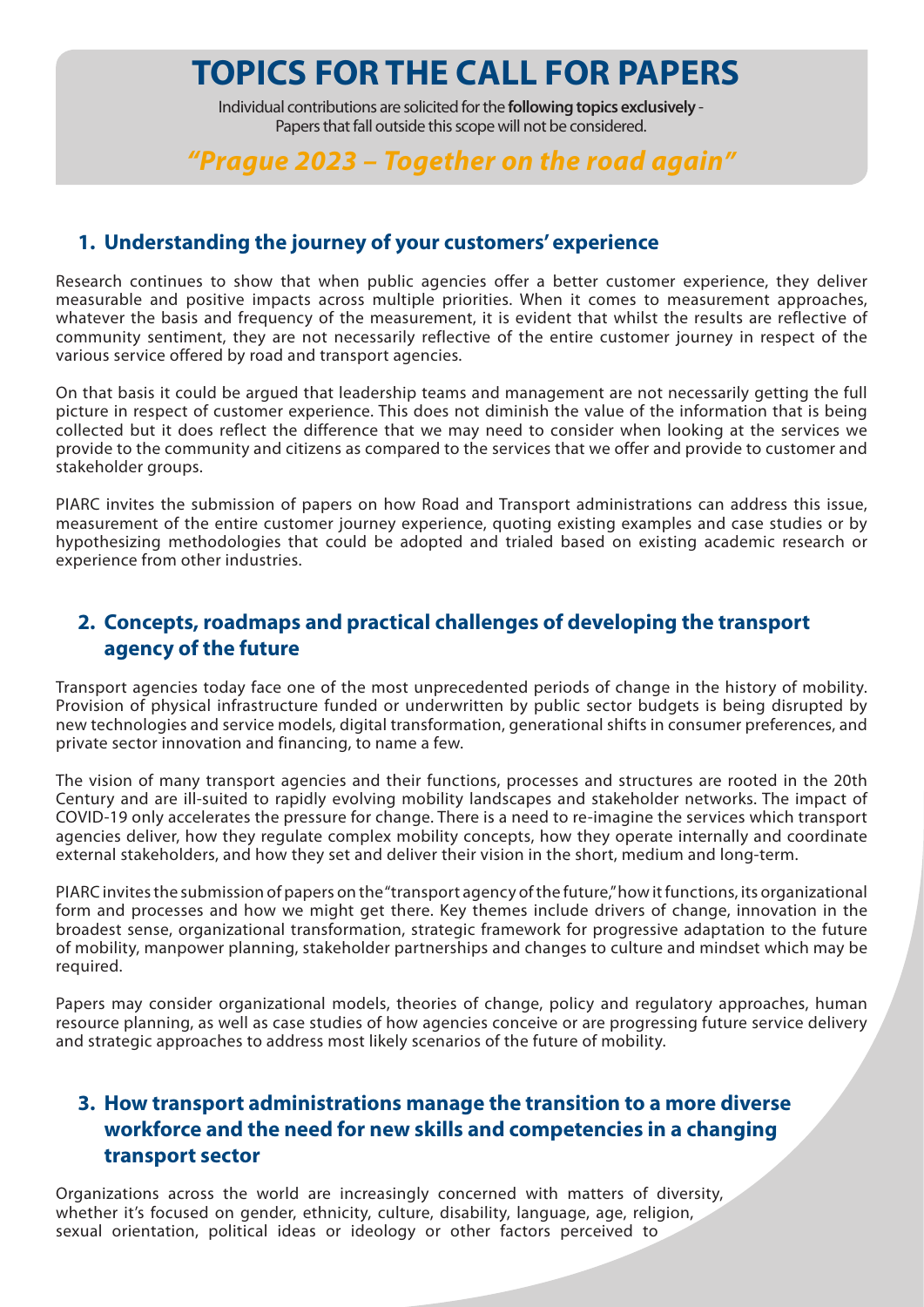# TOPICS FOR THE CALL FOR PAPERS

Individual contributions are solicited for the **following topics exclusively** - Papers that fall outside this scope will not be considered.

***"Prague 2023 – Together on the road again"***

## 1. Understanding the journey of your customers' experience

Research continues to show that when public agencies offer a better customer experience, they deliver measurable and positive impacts across multiple priorities. When it comes to measurement approaches, whatever the basis and frequency of the measurement, it is evident that whilst the results are reflective of community sentiment, they are not necessarily reflective of the entire customer journey in respect of the various service offered by road and transport agencies.

On that basis it could be argued that leadership teams and management are not necessarily getting the full picture in respect of customer experience. This does not diminish the value of the information that is being collected but it does reflect the difference that we may need to consider when looking at the services we provide to the community and citizens as compared to the services that we offer and provide to customer and stakeholder groups.

PIARC invites the submission of papers on how Road and Transport administrations can address this issue, measurement of the entire customer journey experience, quoting existing examples and case studies or by hypothesizing methodologies that could be adopted and trialed based on existing academic research or experience from other industries.

## 2. Concepts, roadmaps and practical challenges of developing the transport agency of the future

Transport agencies today face one of the most unprecedented periods of change in the history of mobility. Provision of physical infrastructure funded or underwritten by public sector budgets is being disrupted by new technologies and service models, digital transformation, generational shifts in consumer preferences, and private sector innovation and financing, to name a few.

The vision of many transport agencies and their functions, processes and structures are rooted in the 20th Century and are ill-suited to rapidly evolving mobility landscapes and stakeholder networks. The impact of COVID-19 only accelerates the pressure for change. There is a need to re-imagine the services which transport agencies deliver, how they regulate complex mobility concepts, how they operate internally and coordinate external stakeholders, and how they set and deliver their vision in the short, medium and long-term.

PIARC invites the submission of papers on the "transport agency of the future," how it functions, its organizational form and processes and how we might get there. Key themes include drivers of change, innovation in the broadest sense, organizational transformation, strategic framework for progressive adaptation to the future of mobility, manpower planning, stakeholder partnerships and changes to culture and mindset which may be required.

Papers may consider organizational models, theories of change, policy and regulatory approaches, human resource planning, as well as case studies of how agencies conceive or are progressing future service delivery and strategic approaches to address most likely scenarios of the future of mobility.

## 3. How transport administrations manage the transition to a more diverse workforce and the need for new skills and competencies in a changing transport sector

Organizations across the world are increasingly concerned with matters of diversity, whether it's focused on gender, ethnicity, culture, disability, language, age, religion, sexual orientation, political ideas or ideology or other factors perceived to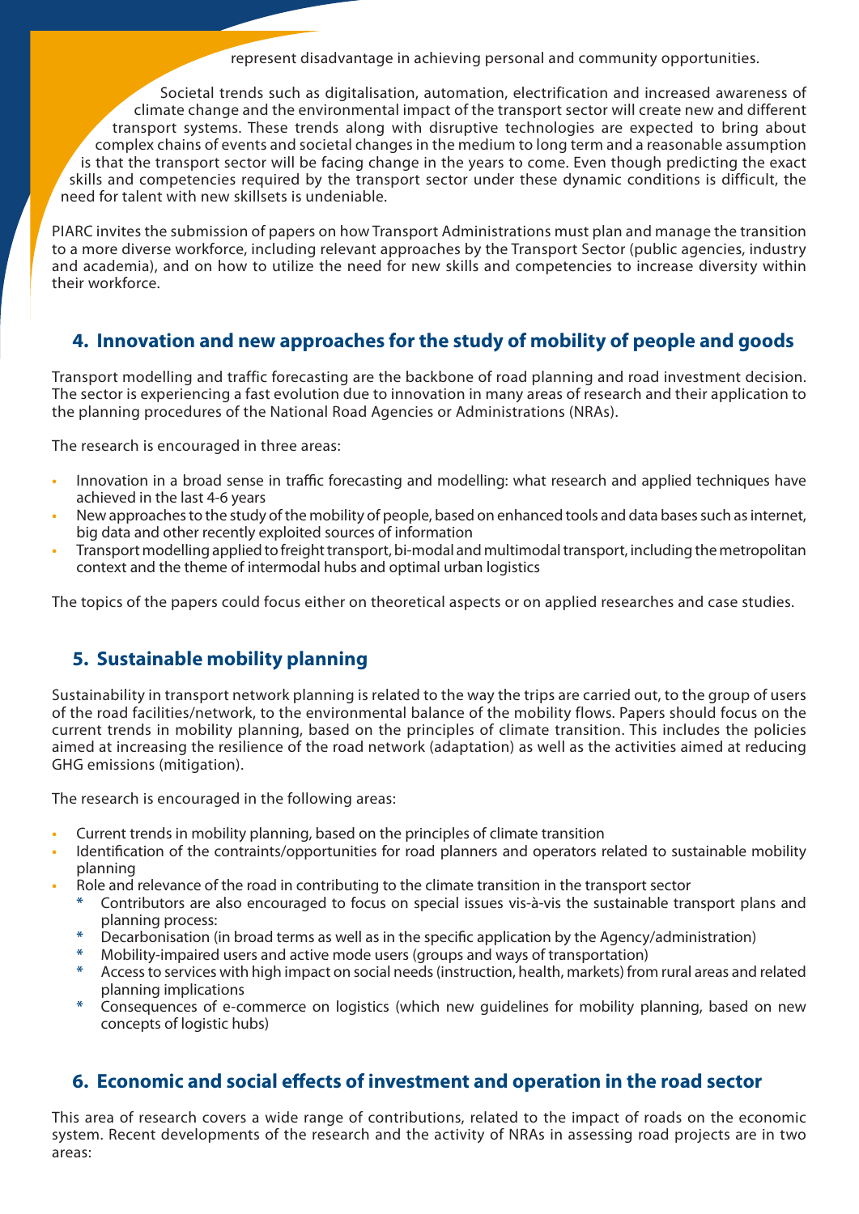represent disadvantage in achieving personal and community opportunities.

Societal trends such as digitalisation, automation, electrification and increased awareness of climate change and the environmental impact of the transport sector will create new and different transport systems. These trends along with disruptive technologies are expected to bring about complex chains of events and societal changes in the medium to long term and a reasonable assumption is that the transport sector will be facing change in the years to come. Even though predicting the exact skills and competencies required by the transport sector under these dynamic conditions is difficult, the need for talent with new skillsets is undeniable.

PIARC invites the submission of papers on how Transport Administrations must plan and manage the transition to a more diverse workforce, including relevant approaches by the Transport Sector (public agencies, industry and academia), and on how to utilize the need for new skills and competencies to increase diversity within their workforce.

## 4. Innovation and new approaches for the study of mobility of people and goods

Transport modelling and traffic forecasting are the backbone of road planning and road investment decision. The sector is experiencing a fast evolution due to innovation in many areas of research and their application to the planning procedures of the National Road Agencies or Administrations (NRAs).

The research is encouraged in three areas:

- Innovation in a broad sense in traffic forecasting and modelling: what research and applied techniques have achieved in the last 4-6 years
- New approaches to the study of the mobility of people, based on enhanced tools and data bases such as internet, big data and other recently exploited sources of information
- Transport modelling applied to freight transport, bi-modal and multimodal transport, including the metropolitan context and the theme of intermodal hubs and optimal urban logistics

The topics of the papers could focus either on theoretical aspects or on applied researches and case studies.

## 5. Sustainable mobility planning

Sustainability in transport network planning is related to the way the trips are carried out, to the group of users of the road facilities/network, to the environmental balance of the mobility flows. Papers should focus on the current trends in mobility planning, based on the principles of climate transition. This includes the policies aimed at increasing the resilience of the road network (adaptation) as well as the activities aimed at reducing GHG emissions (mitigation).

The research is encouraged in the following areas:

- Current trends in mobility planning, based on the principles of climate transition
- Identification of the contraints/opportunities for road planners and operators related to sustainable mobility planning
- Role and relevance of the road in contributing to the climate transition in the transport sector
  - Contributors are also encouraged to focus on special issues vis-à-vis the sustainable transport plans and planning process:
  - Decarbonisation (in broad terms as well as in the specific application by the Agency/administration)
  - Mobility-impaired users and active mode users (groups and ways of transportation)
  - Access to services with high impact on social needs (instruction, health, markets) from rural areas and related planning implications
  - Consequences of e-commerce on logistics (which new guidelines for mobility planning, based on new concepts of logistic hubs)

## 6. Economic and social effects of investment and operation in the road sector

This area of research covers a wide range of contributions, related to the impact of roads on the economic system. Recent developments of the research and the activity of NRAs in assessing road projects are in two areas: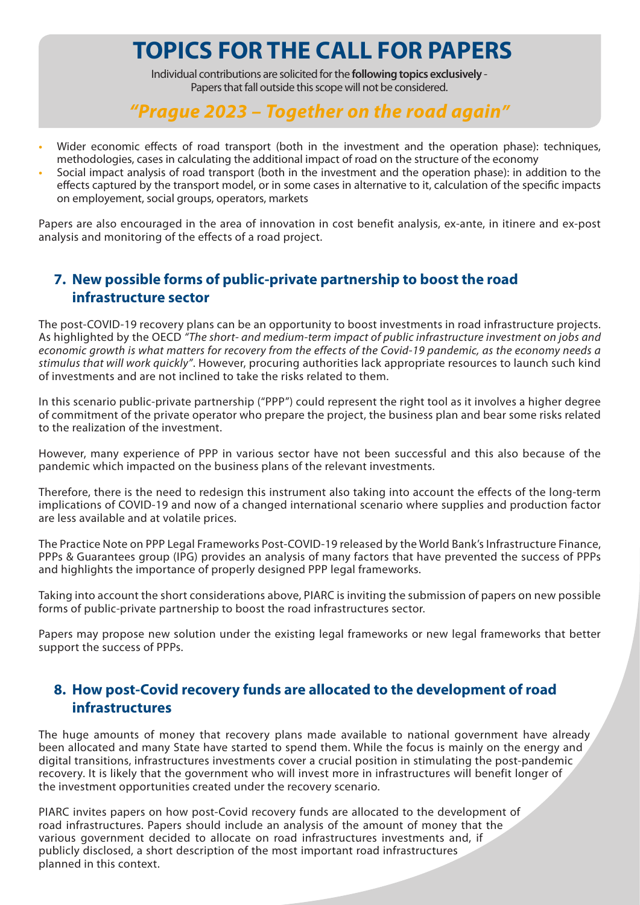# TOPICS FOR THE CALL FOR PAPERS

Individual contributions are solicited for the **following topics exclusively** - Papers that fall outside this scope will not be considered.

## *"Prague 2023 – Together on the road again"*

- Wider economic effects of road transport (both in the investment and the operation phase): techniques, methodologies, cases in calculating the additional impact of road on the structure of the economy
- Social impact analysis of road transport (both in the investment and the operation phase): in addition to the effects captured by the transport model, or in some cases in alternative to it, calculation of the specific impacts on employement, social groups, operators, markets

Papers are also encouraged in the area of innovation in cost benefit analysis, ex-ante, in itinere and ex-post analysis and monitoring of the effects of a road project.

### 7. New possible forms of public-private partnership to boost the road infrastructure sector

The post-COVID-19 recovery plans can be an opportunity to boost investments in road infrastructure projects. As highlighted by the OECD *"The short- and medium-term impact of public infrastructure investment on jobs and economic growth is what matters for recovery from the effects of the Covid-19 pandemic, as the economy needs a stimulus that will work quickly"*. However, procuring authorities lack appropriate resources to launch such kind of investments and are not inclined to take the risks related to them.

In this scenario public-private partnership ("PPP") could represent the right tool as it involves a higher degree of commitment of the private operator who prepare the project, the business plan and bear some risks related to the realization of the investment.

However, many experience of PPP in various sector have not been successful and this also because of the pandemic which impacted on the business plans of the relevant investments.

Therefore, there is the need to redesign this instrument also taking into account the effects of the long-term implications of COVID-19 and now of a changed international scenario where supplies and production factor are less available and at volatile prices.

The Practice Note on PPP Legal Frameworks Post-COVID-19 released by the World Bank's Infrastructure Finance, PPPs & Guarantees group (IPG) provides an analysis of many factors that have prevented the success of PPPs and highlights the importance of properly designed PPP legal frameworks.

Taking into account the short considerations above, PIARC is inviting the submission of papers on new possible forms of public-private partnership to boost the road infrastructures sector.

Papers may propose new solution under the existing legal frameworks or new legal frameworks that better support the success of PPPs.

### 8. How post-Covid recovery funds are allocated to the development of road infrastructures

The huge amounts of money that recovery plans made available to national government have already been allocated and many State have started to spend them. While the focus is mainly on the energy and digital transitions, infrastructures investments cover a crucial position in stimulating the post-pandemic recovery. It is likely that the government who will invest more in infrastructures will benefit longer of the investment opportunities created under the recovery scenario.

PIARC invites papers on how post-Covid recovery funds are allocated to the development of road infrastructures. Papers should include an analysis of the amount of money that the various government decided to allocate on road infrastructures investments and, if publicly disclosed, a short description of the most important road infrastructures planned in this context.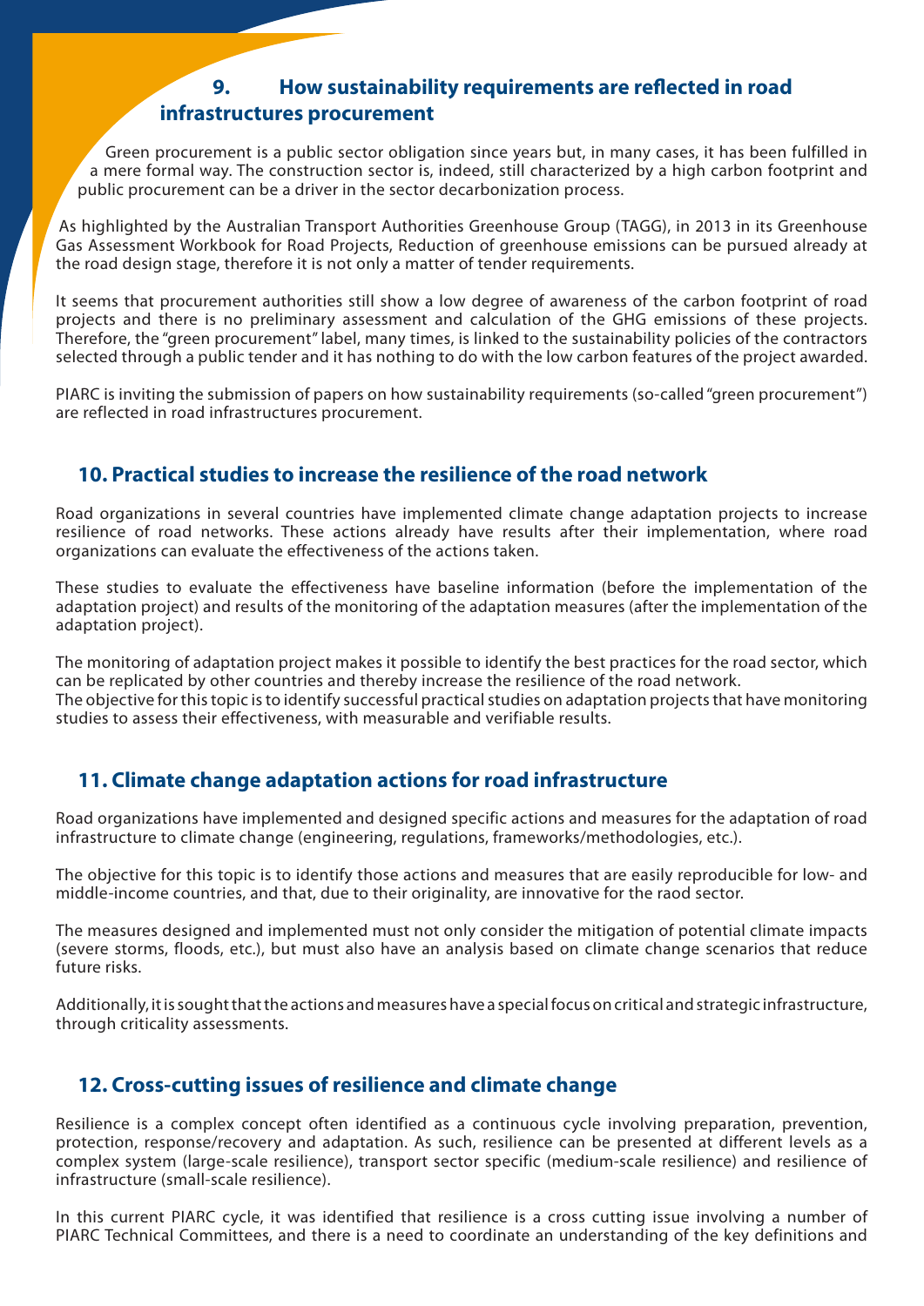## 9. How sustainability requirements are reflected in road infrastructures procurement

Green procurement is a public sector obligation since years but, in many cases, it has been fulfilled in a mere formal way. The construction sector is, indeed, still characterized by a high carbon footprint and public procurement can be a driver in the sector decarbonization process.

As highlighted by the Australian Transport Authorities Greenhouse Group (TAGG), in 2013 in its Greenhouse Gas Assessment Workbook for Road Projects, Reduction of greenhouse emissions can be pursued already at the road design stage, therefore it is not only a matter of tender requirements.

It seems that procurement authorities still show a low degree of awareness of the carbon footprint of road projects and there is no preliminary assessment and calculation of the GHG emissions of these projects. Therefore, the "green procurement" label, many times, is linked to the sustainability policies of the contractors selected through a public tender and it has nothing to do with the low carbon features of the project awarded.

PIARC is inviting the submission of papers on how sustainability requirements (so-called "green procurement") are reflected in road infrastructures procurement.

## 10. Practical studies to increase the resilience of the road network

Road organizations in several countries have implemented climate change adaptation projects to increase resilience of road networks. These actions already have results after their implementation, where road organizations can evaluate the effectiveness of the actions taken.

These studies to evaluate the effectiveness have baseline information (before the implementation of the adaptation project) and results of the monitoring of the adaptation measures (after the implementation of the adaptation project).

The monitoring of adaptation project makes it possible to identify the best practices for the road sector, which can be replicated by other countries and thereby increase the resilience of the road network.
The objective for this topic is to identify successful practical studies on adaptation projects that have monitoring studies to assess their effectiveness, with measurable and verifiable results.

## 11. Climate change adaptation actions for road infrastructure

Road organizations have implemented and designed specific actions and measures for the adaptation of road infrastructure to climate change (engineering, regulations, frameworks/methodologies, etc.).

The objective for this topic is to identify those actions and measures that are easily reproducible for low- and middle-income countries, and that, due to their originality, are innovative for the raod sector.

The measures designed and implemented must not only consider the mitigation of potential climate impacts (severe storms, floods, etc.), but must also have an analysis based on climate change scenarios that reduce future risks.

Additionally, it is sought that the actions and measures have a special focus on critical and strategic infrastructure, through criticality assessments.

## 12. Cross-cutting issues of resilience and climate change

Resilience is a complex concept often identified as a continuous cycle involving preparation, prevention, protection, response/recovery and adaptation. As such, resilience can be presented at different levels as a complex system (large-scale resilience), transport sector specific (medium-scale resilience) and resilience of infrastructure (small-scale resilience).

In this current PIARC cycle, it was identified that resilience is a cross cutting issue involving a number of PIARC Technical Committees, and there is a need to coordinate an understanding of the key definitions and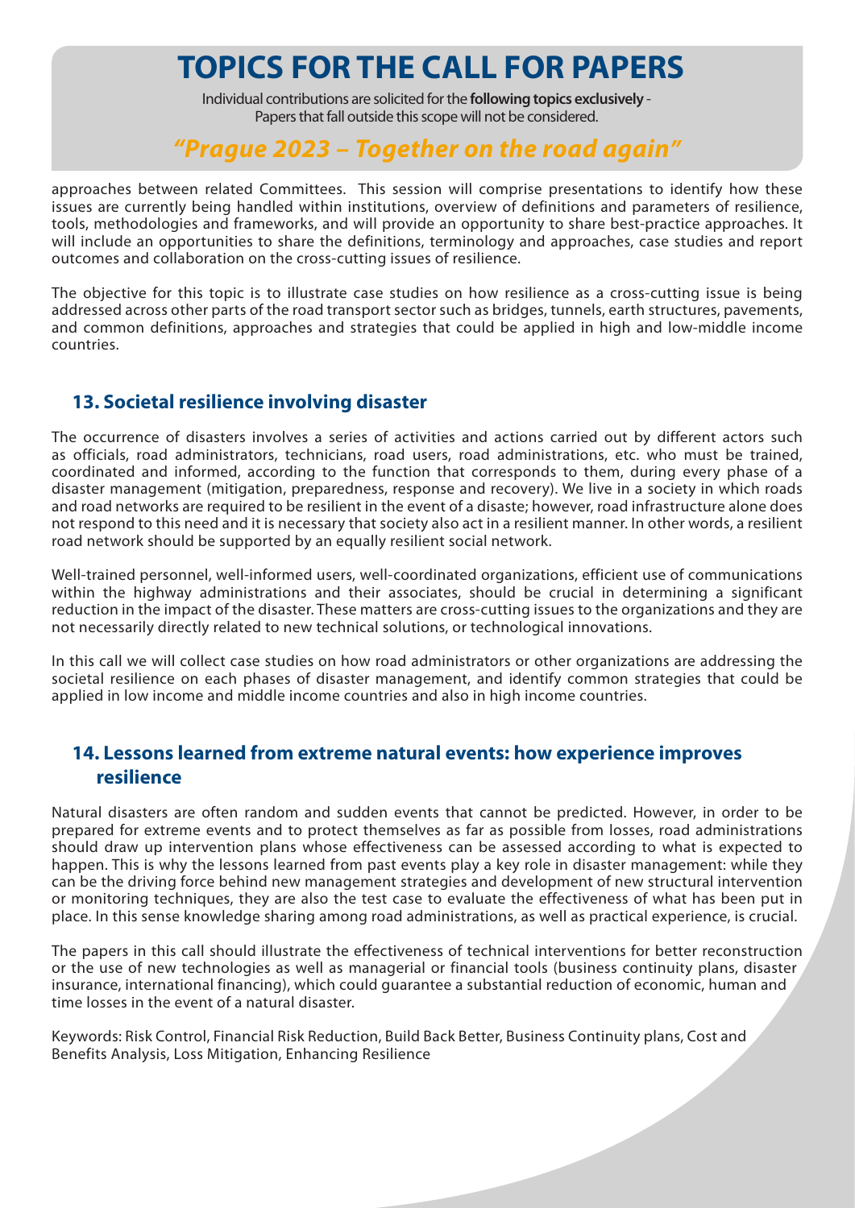# TOPICS FOR THE CALL FOR PAPERS

Individual contributions are solicited for the **following topics exclusively** - Papers that fall outside this scope will not be considered.

## *"Prague 2023 – Together on the road again"*

approaches between related Committees. This session will comprise presentations to identify how these issues are currently being handled within institutions, overview of definitions and parameters of resilience, tools, methodologies and frameworks, and will provide an opportunity to share best-practice approaches. It will include an opportunities to share the definitions, terminology and approaches, case studies and report outcomes and collaboration on the cross-cutting issues of resilience.

The objective for this topic is to illustrate case studies on how resilience as a cross-cutting issue is being addressed across other parts of the road transport sector such as bridges, tunnels, earth structures, pavements, and common definitions, approaches and strategies that could be applied in high and low-middle income countries.

### 13. Societal resilience involving disaster

The occurrence of disasters involves a series of activities and actions carried out by different actors such as officials, road administrators, technicians, road users, road administrations, etc. who must be trained, coordinated and informed, according to the function that corresponds to them, during every phase of a disaster management (mitigation, preparedness, response and recovery). We live in a society in which roads and road networks are required to be resilient in the event of a disaste; however, road infrastructure alone does not respond to this need and it is necessary that society also act in a resilient manner. In other words, a resilient road network should be supported by an equally resilient social network.

Well-trained personnel, well-informed users, well-coordinated organizations, efficient use of communications within the highway administrations and their associates, should be crucial in determining a significant reduction in the impact of the disaster. These matters are cross-cutting issues to the organizations and they are not necessarily directly related to new technical solutions, or technological innovations.

In this call we will collect case studies on how road administrators or other organizations are addressing the societal resilience on each phases of disaster management, and identify common strategies that could be applied in low income and middle income countries and also in high income countries.

### 14. Lessons learned from extreme natural events: how experience improves resilience

Natural disasters are often random and sudden events that cannot be predicted. However, in order to be prepared for extreme events and to protect themselves as far as possible from losses, road administrations should draw up intervention plans whose effectiveness can be assessed according to what is expected to happen. This is why the lessons learned from past events play a key role in disaster management: while they can be the driving force behind new management strategies and development of new structural intervention or monitoring techniques, they are also the test case to evaluate the effectiveness of what has been put in place. In this sense knowledge sharing among road administrations, as well as practical experience, is crucial.

The papers in this call should illustrate the effectiveness of technical interventions for better reconstruction or the use of new technologies as well as managerial or financial tools (business continuity plans, disaster insurance, international financing), which could guarantee a substantial reduction of economic, human and time losses in the event of a natural disaster.

Keywords: Risk Control, Financial Risk Reduction, Build Back Better, Business Continuity plans, Cost and Benefits Analysis, Loss Mitigation, Enhancing Resilience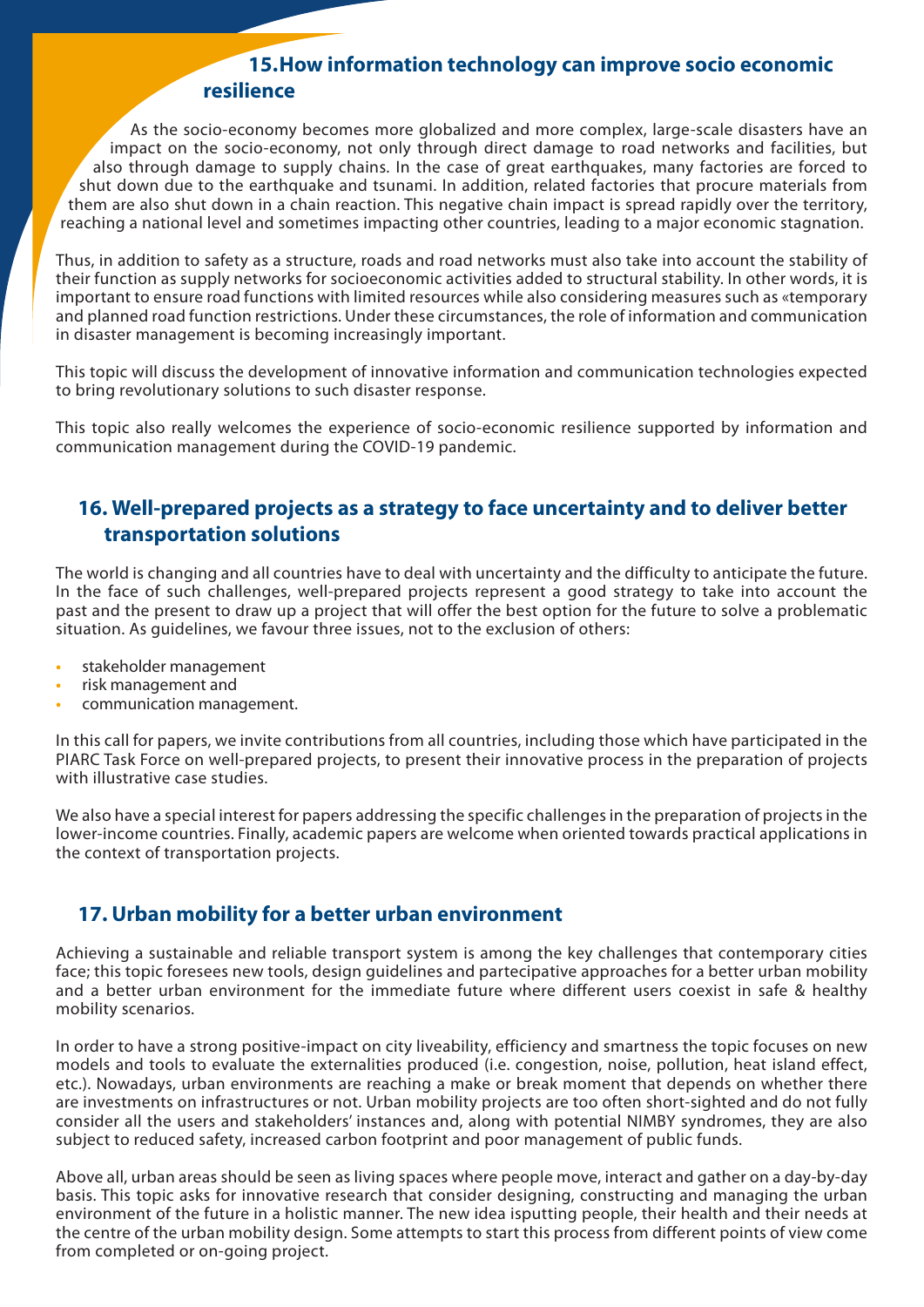## 15. How information technology can improve socio economic resilience

As the socio-economy becomes more globalized and more complex, large-scale disasters have an impact on the socio-economy, not only through direct damage to road networks and facilities, but also through damage to supply chains. In the case of great earthquakes, many factories are forced to shut down due to the earthquake and tsunami. In addition, related factories that procure materials from them are also shut down in a chain reaction. This negative chain impact is spread rapidly over the territory, reaching a national level and sometimes impacting other countries, leading to a major economic stagnation.

Thus, in addition to safety as a structure, roads and road networks must also take into account the stability of their function as supply networks for socioeconomic activities added to structural stability. In other words, it is important to ensure road functions with limited resources while also considering measures such as «temporary and planned road function restrictions. Under these circumstances, the role of information and communication in disaster management is becoming increasingly important.

This topic will discuss the development of innovative information and communication technologies expected to bring revolutionary solutions to such disaster response.

This topic also really welcomes the experience of socio-economic resilience supported by information and communication management during the COVID-19 pandemic.

## 16. Well-prepared projects as a strategy to face uncertainty and to deliver better transportation solutions

The world is changing and all countries have to deal with uncertainty and the difficulty to anticipate the future. In the face of such challenges, well-prepared projects represent a good strategy to take into account the past and the present to draw up a project that will offer the best option for the future to solve a problematic situation. As guidelines, we favour three issues, not to the exclusion of others:

- stakeholder management
- risk management and
- communication management.

In this call for papers, we invite contributions from all countries, including those which have participated in the PIARC Task Force on well-prepared projects, to present their innovative process in the preparation of projects with illustrative case studies.

We also have a special interest for papers addressing the specific challenges in the preparation of projects in the lower-income countries. Finally, academic papers are welcome when oriented towards practical applications in the context of transportation projects.

## 17. Urban mobility for a better urban environment

Achieving a sustainable and reliable transport system is among the key challenges that contemporary cities face; this topic foresees new tools, design guidelines and partecipative approaches for a better urban mobility and a better urban environment for the immediate future where different users coexist in safe & healthy mobility scenarios.

In order to have a strong positive-impact on city liveability, efficiency and smartness the topic focuses on new models and tools to evaluate the externalities produced (i.e. congestion, noise, pollution, heat island effect, etc.). Nowadays, urban environments are reaching a make or break moment that depends on whether there are investments on infrastructures or not. Urban mobility projects are too often short-sighted and do not fully consider all the users and stakeholders' instances and, along with potential NIMBY syndromes, they are also subject to reduced safety, increased carbon footprint and poor management of public funds.

Above all, urban areas should be seen as living spaces where people move, interact and gather on a day-by-day basis. This topic asks for innovative research that consider designing, constructing and managing the urban environment of the future in a holistic manner. The new idea isputting people, their health and their needs at the centre of the urban mobility design. Some attempts to start this process from different points of view come from completed or on-going project.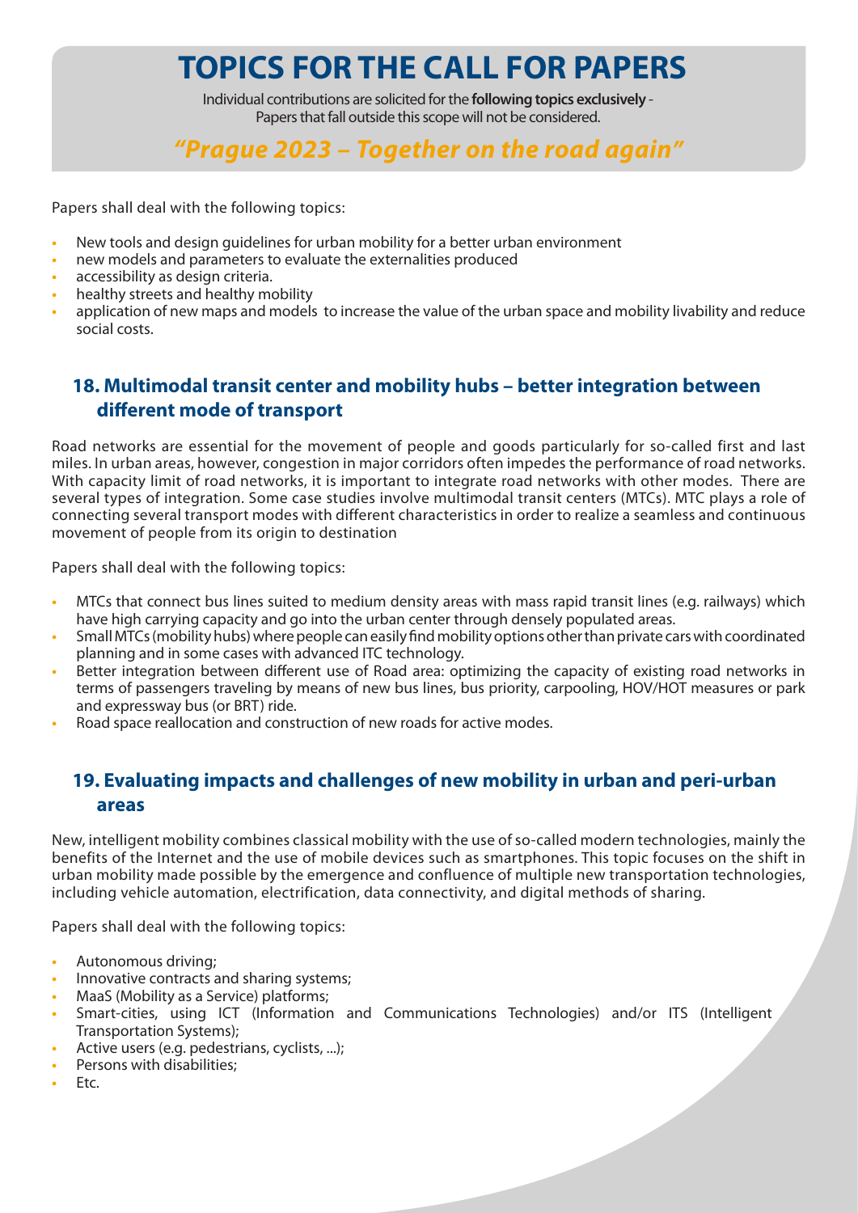# TOPICS FOR THE CALL FOR PAPERS

Individual contributions are solicited for the **following topics exclusively** - Papers that fall outside this scope will not be considered.

***"Prague 2023 – Together on the road again"***

Papers shall deal with the following topics:

- New tools and design guidelines for urban mobility for a better urban environment
- new models and parameters to evaluate the externalities produced
- accessibility as design criteria.
- healthy streets and healthy mobility
- application of new maps and models to increase the value of the urban space and mobility livability and reduce social costs.

## 18. Multimodal transit center and mobility hubs – better integration between different mode of transport

Road networks are essential for the movement of people and goods particularly for so-called first and last miles. In urban areas, however, congestion in major corridors often impedes the performance of road networks. With capacity limit of road networks, it is important to integrate road networks with other modes. There are several types of integration. Some case studies involve multimodal transit centers (MTCs). MTC plays a role of connecting several transport modes with different characteristics in order to realize a seamless and continuous movement of people from its origin to destination

Papers shall deal with the following topics:

- MTCs that connect bus lines suited to medium density areas with mass rapid transit lines (e.g. railways) which have high carrying capacity and go into the urban center through densely populated areas.
- Small MTCs (mobility hubs) where people can easily find mobility options other than private cars with coordinated planning and in some cases with advanced ITC technology.
- Better integration between different use of Road area: optimizing the capacity of existing road networks in terms of passengers traveling by means of new bus lines, bus priority, carpooling, HOV/HOT measures or park and expressway bus (or BRT) ride.
- Road space reallocation and construction of new roads for active modes.

## 19. Evaluating impacts and challenges of new mobility in urban and peri-urban areas

New, intelligent mobility combines classical mobility with the use of so-called modern technologies, mainly the benefits of the Internet and the use of mobile devices such as smartphones. This topic focuses on the shift in urban mobility made possible by the emergence and confluence of multiple new transportation technologies, including vehicle automation, electrification, data connectivity, and digital methods of sharing.

Papers shall deal with the following topics:

- Autonomous driving;
- Innovative contracts and sharing systems;
- MaaS (Mobility as a Service) platforms;
- Smart-cities, using ICT (Information and Communications Technologies) and/or ITS (Intelligent Transportation Systems);
- Active users (e.g. pedestrians, cyclists, ...);
- Persons with disabilities;
- Etc.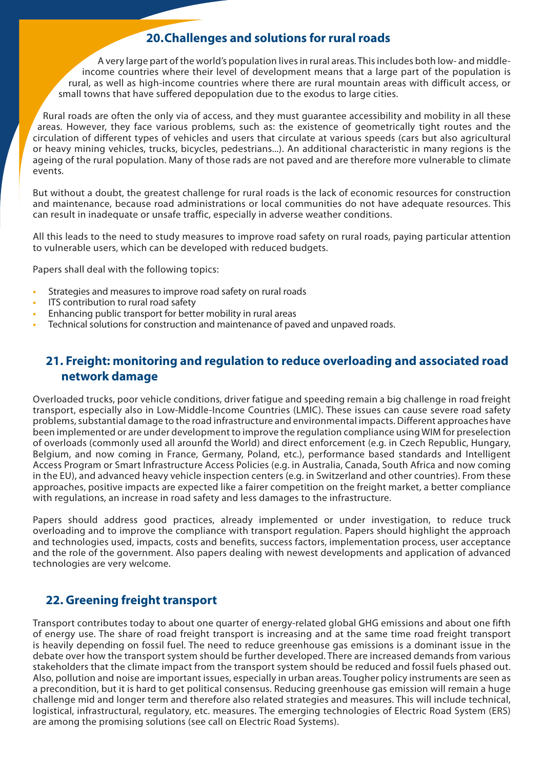## 20. Challenges and solutions for rural roads

A very large part of the world's population lives in rural areas. This includes both low- and middle-income countries where their level of development means that a large part of the population is rural, as well as high-income countries where there are rural mountain areas with difficult access, or small towns that have suffered depopulation due to the exodus to large cities.

Rural roads are often the only via of access, and they must guarantee accessibility and mobility in all these areas. However, they face various problems, such as: the existence of geometrically tight routes and the circulation of different types of vehicles and users that circulate at various speeds (cars but also agricultural or heavy mining vehicles, trucks, bicycles, pedestrians...). An additional characteristic in many regions is the ageing of the rural population. Many of those rads are not paved and are therefore more vulnerable to climate events.

But without a doubt, the greatest challenge for rural roads is the lack of economic resources for construction and maintenance, because road administrations or local communities do not have adequate resources. This can result in inadequate or unsafe traffic, especially in adverse weather conditions.

All this leads to the need to study measures to improve road safety on rural roads, paying particular attention to vulnerable users, which can be developed with reduced budgets.

Papers shall deal with the following topics:

- Strategies and measures to improve road safety on rural roads
- ITS contribution to rural road safety
- Enhancing public transport for better mobility in rural areas
- Technical solutions for construction and maintenance of paved and unpaved roads.

## 21. Freight: monitoring and regulation to reduce overloading and associated road network damage

Overloaded trucks, poor vehicle conditions, driver fatigue and speeding remain a big challenge in road freight transport, especially also in Low-Middle-Income Countries (LMIC). These issues can cause severe road safety problems, substantial damage to the road infrastructure and environmental impacts. Different approaches have been implemented or are under development to improve the regulation compliance using WIM for preselection of overloads (commonly used all arounfd the World) and direct enforcement (e.g. in Czech Republic, Hungary, Belgium, and now coming in France, Germany, Poland, etc.), performance based standards and Intelligent Access Program or Smart Infrastructure Access Policies (e.g. in Australia, Canada, South Africa and now coming in the EU), and advanced heavy vehicle inspection centers (e.g. in Switzerland and other countries). From these approaches, positive impacts are expected like a fairer competition on the freight market, a better compliance with regulations, an increase in road safety and less damages to the infrastructure.

Papers should address good practices, already implemented or under investigation, to reduce truck overloading and to improve the compliance with transport regulation. Papers should highlight the approach and technologies used, impacts, costs and benefits, success factors, implementation process, user acceptance and the role of the government. Also papers dealing with newest developments and application of advanced technologies are very welcome.

## 22. Greening freight transport

Transport contributes today to about one quarter of energy-related global GHG emissions and about one fifth of energy use. The share of road freight transport is increasing and at the same time road freight transport is heavily depending on fossil fuel. The need to reduce greenhouse gas emissions is a dominant issue in the debate over how the transport system should be further developed. There are increased demands from various stakeholders that the climate impact from the transport system should be reduced and fossil fuels phased out. Also, pollution and noise are important issues, especially in urban areas. Tougher policy instruments are seen as a precondition, but it is hard to get political consensus. Reducing greenhouse gas emission will remain a huge challenge mid and longer term and therefore also related strategies and measures. This will include technical, logistical, infrastructural, regulatory, etc. measures. The emerging technologies of Electric Road System (ERS) are among the promising solutions (see call on Electric Road Systems).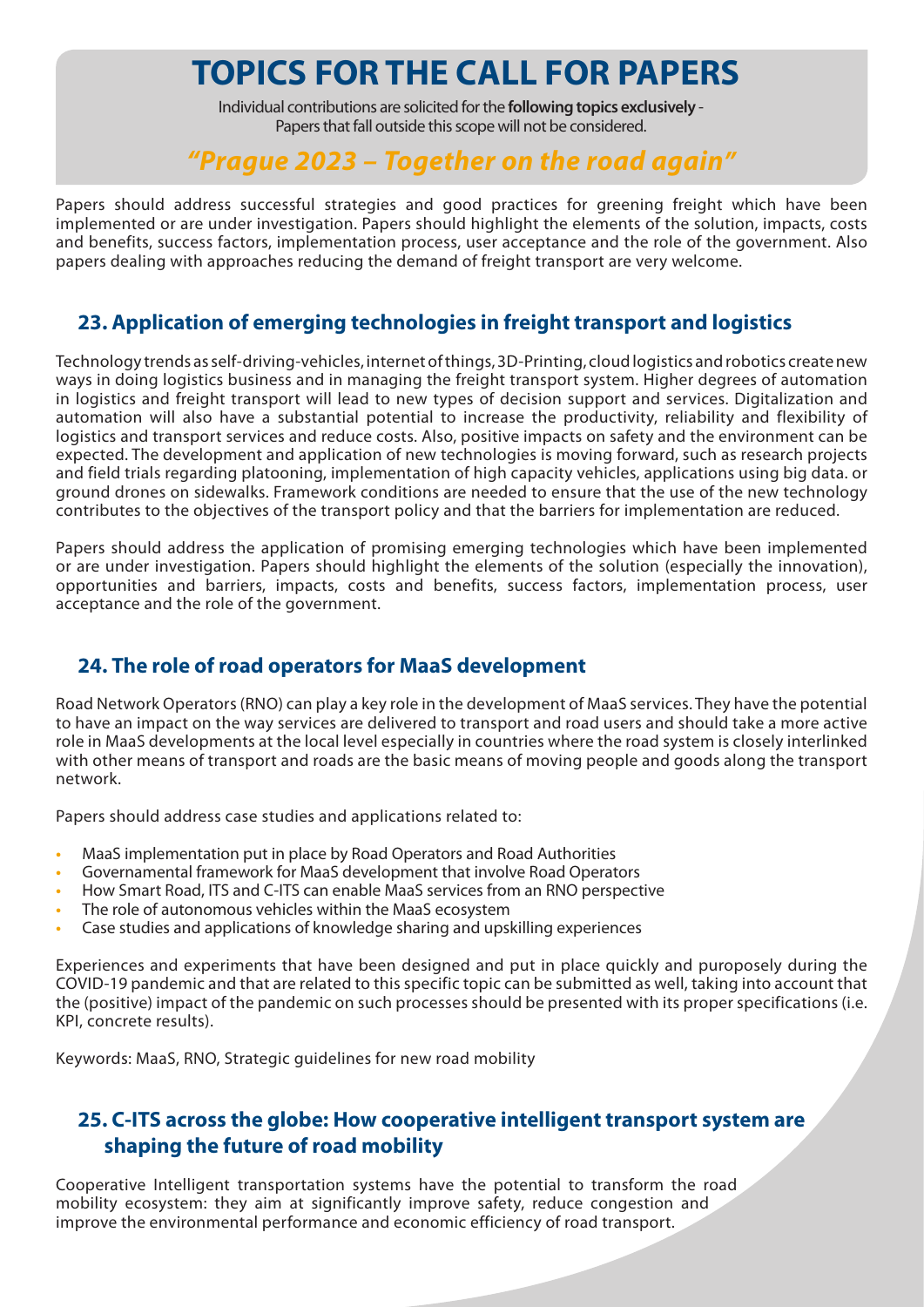# TOPICS FOR THE CALL FOR PAPERS

Individual contributions are solicited for the **following topics exclusively** - Papers that fall outside this scope will not be considered.

## *"Prague 2023 – Together on the road again"*

Papers should address successful strategies and good practices for greening freight which have been implemented or are under investigation. Papers should highlight the elements of the solution, impacts, costs and benefits, success factors, implementation process, user acceptance and the role of the government. Also papers dealing with approaches reducing the demand of freight transport are very welcome.

### 23. Application of emerging technologies in freight transport and logistics

Technology trends as self-driving-vehicles, internet of things, 3D-Printing, cloud logistics and robotics create new ways in doing logistics business and in managing the freight transport system. Higher degrees of automation in logistics and freight transport will lead to new types of decision support and services. Digitalization and automation will also have a substantial potential to increase the productivity, reliability and flexibility of logistics and transport services and reduce costs. Also, positive impacts on safety and the environment can be expected. The development and application of new technologies is moving forward, such as research projects and field trials regarding platooning, implementation of high capacity vehicles, applications using big data. or ground drones on sidewalks. Framework conditions are needed to ensure that the use of the new technology contributes to the objectives of the transport policy and that the barriers for implementation are reduced.

Papers should address the application of promising emerging technologies which have been implemented or are under investigation. Papers should highlight the elements of the solution (especially the innovation), opportunities and barriers, impacts, costs and benefits, success factors, implementation process, user acceptance and the role of the government.

### 24. The role of road operators for MaaS development

Road Network Operators (RNO) can play a key role in the development of MaaS services. They have the potential to have an impact on the way services are delivered to transport and road users and should take a more active role in MaaS developments at the local level especially in countries where the road system is closely interlinked with other means of transport and roads are the basic means of moving people and goods along the transport network.

Papers should address case studies and applications related to:

- MaaS implementation put in place by Road Operators and Road Authorities
- Governamental framework for MaaS development that involve Road Operators
- How Smart Road, ITS and C-ITS can enable MaaS services from an RNO perspective
- The role of autonomous vehicles within the MaaS ecosystem
- Case studies and applications of knowledge sharing and upskilling experiences

Experiences and experiments that have been designed and put in place quickly and puroposely during the COVID-19 pandemic and that are related to this specific topic can be submitted as well, taking into account that the (positive) impact of the pandemic on such processes should be presented with its proper specifications (i.e. KPI, concrete results).

Keywords: MaaS, RNO, Strategic guidelines for new road mobility

### 25. C-ITS across the globe: How cooperative intelligent transport system are shaping the future of road mobility

Cooperative Intelligent transportation systems have the potential to transform the road mobility ecosystem: they aim at significantly improve safety, reduce congestion and improve the environmental performance and economic efficiency of road transport.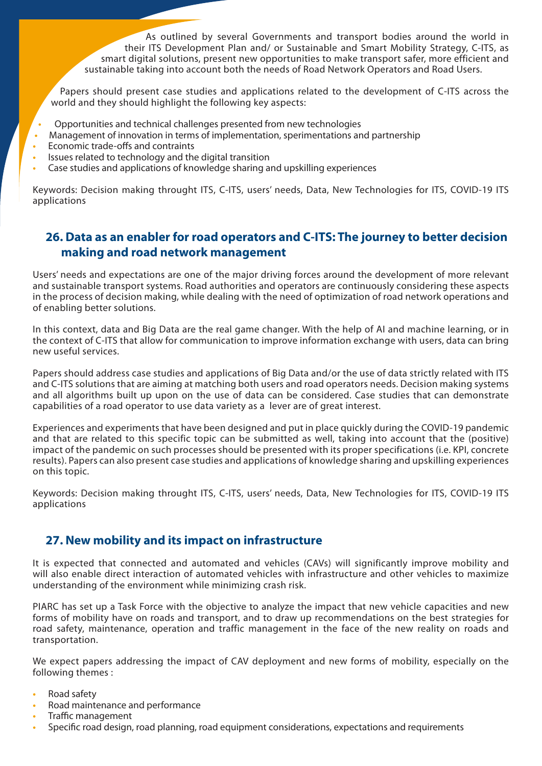As outlined by several Governments and transport bodies around the world in their ITS Development Plan and/ or Sustainable and Smart Mobility Strategy, C-ITS, as smart digital solutions, present new opportunities to make transport safer, more efficient and sustainable taking into account both the needs of Road Network Operators and Road Users.

Papers should present case studies and applications related to the development of C-ITS across the world and they should highlight the following key aspects:

- Opportunities and technical challenges presented from new technologies
- Management of innovation in terms of implementation, sperimentations and partnership
- Economic trade-offs and contraints
- Issues related to technology and the digital transition
- Case studies and applications of knowledge sharing and upskilling experiences

Keywords: Decision making throught ITS, C-ITS, users' needs, Data, New Technologies for ITS, COVID-19 ITS applications

## 26. Data as an enabler for road operators and C-ITS: The journey to better decision making and road network management

Users' needs and expectations are one of the major driving forces around the development of more relevant and sustainable transport systems. Road authorities and operators are continuously considering these aspects in the process of decision making, while dealing with the need of optimization of road network operations and of enabling better solutions.

In this context, data and Big Data are the real game changer. With the help of AI and machine learning, or in the context of C-ITS that allow for communication to improve information exchange with users, data can bring new useful services.

Papers should address case studies and applications of Big Data and/or the use of data strictly related with ITS and C-ITS solutions that are aiming at matching both users and road operators needs. Decision making systems and all algorithms built up upon on the use of data can be considered. Case studies that can demonstrate capabilities of a road operator to use data variety as a lever are of great interest.

Experiences and experiments that have been designed and put in place quickly during the COVID-19 pandemic and that are related to this specific topic can be submitted as well, taking into account that the (positive) impact of the pandemic on such processes should be presented with its proper specifications (i.e. KPI, concrete results). Papers can also present case studies and applications of knowledge sharing and upskilling experiences on this topic.

Keywords: Decision making throught ITS, C-ITS, users' needs, Data, New Technologies for ITS, COVID-19 ITS applications

## 27. New mobility and its impact on infrastructure

It is expected that connected and automated and vehicles (CAVs) will significantly improve mobility and will also enable direct interaction of automated vehicles with infrastructure and other vehicles to maximize understanding of the environment while minimizing crash risk.

PIARC has set up a Task Force with the objective to analyze the impact that new vehicle capacities and new forms of mobility have on roads and transport, and to draw up recommendations on the best strategies for road safety, maintenance, operation and traffic management in the face of the new reality on roads and transportation.

We expect papers addressing the impact of CAV deployment and new forms of mobility, especially on the following themes :

- Road safety
- Road maintenance and performance
- Traffic management
- Specific road design, road planning, road equipment considerations, expectations and requirements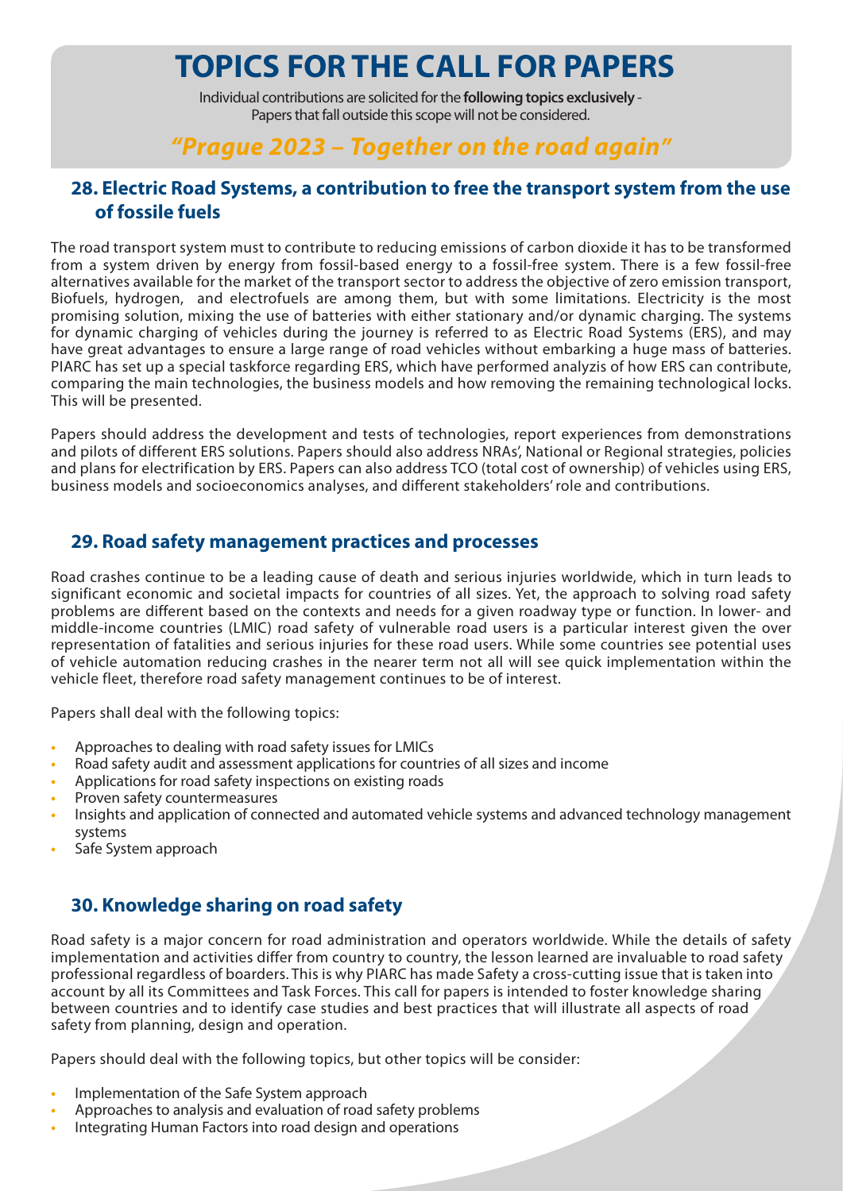# TOPICS FOR THE CALL FOR PAPERS

Individual contributions are solicited for the **following topics exclusively** - Papers that fall outside this scope will not be considered.

## *"Prague 2023 – Together on the road again"*

### 28. Electric Road Systems, a contribution to free the transport system from the use of fossile fuels

The road transport system must to contribute to reducing emissions of carbon dioxide it has to be transformed from a system driven by energy from fossil-based energy to a fossil-free system. There is a few fossil-free alternatives available for the market of the transport sector to address the objective of zero emission transport, Biofuels, hydrogen, and electrofuels are among them, but with some limitations. Electricity is the most promising solution, mixing the use of batteries with either stationary and/or dynamic charging. The systems for dynamic charging of vehicles during the journey is referred to as Electric Road Systems (ERS), and may have great advantages to ensure a large range of road vehicles without embarking a huge mass of batteries. PIARC has set up a special taskforce regarding ERS, which have performed analyzis of how ERS can contribute, comparing the main technologies, the business models and how removing the remaining technological locks. This will be presented.

Papers should address the development and tests of technologies, report experiences from demonstrations and pilots of different ERS solutions. Papers should also address NRAs', National or Regional strategies, policies and plans for electrification by ERS. Papers can also address TCO (total cost of ownership) of vehicles using ERS, business models and socioeconomics analyses, and different stakeholders' role and contributions.

### 29. Road safety management practices and processes

Road crashes continue to be a leading cause of death and serious injuries worldwide, which in turn leads to significant economic and societal impacts for countries of all sizes. Yet, the approach to solving road safety problems are different based on the contexts and needs for a given roadway type or function. In lower- and middle-income countries (LMIC) road safety of vulnerable road users is a particular interest given the over representation of fatalities and serious injuries for these road users. While some countries see potential uses of vehicle automation reducing crashes in the nearer term not all will see quick implementation within the vehicle fleet, therefore road safety management continues to be of interest.

Papers shall deal with the following topics:

- Approaches to dealing with road safety issues for LMICs
- Road safety audit and assessment applications for countries of all sizes and income
- Applications for road safety inspections on existing roads
- Proven safety countermeasures
- Insights and application of connected and automated vehicle systems and advanced technology management systems
- Safe System approach

### 30. Knowledge sharing on road safety

Road safety is a major concern for road administration and operators worldwide. While the details of safety implementation and activities differ from country to country, the lesson learned are invaluable to road safety professional regardless of boarders. This is why PIARC has made Safety a cross-cutting issue that is taken into account by all its Committees and Task Forces. This call for papers is intended to foster knowledge sharing between countries and to identify case studies and best practices that will illustrate all aspects of road safety from planning, design and operation.

Papers should deal with the following topics, but other topics will be consider:

- Implementation of the Safe System approach
- Approaches to analysis and evaluation of road safety problems
- Integrating Human Factors into road design and operations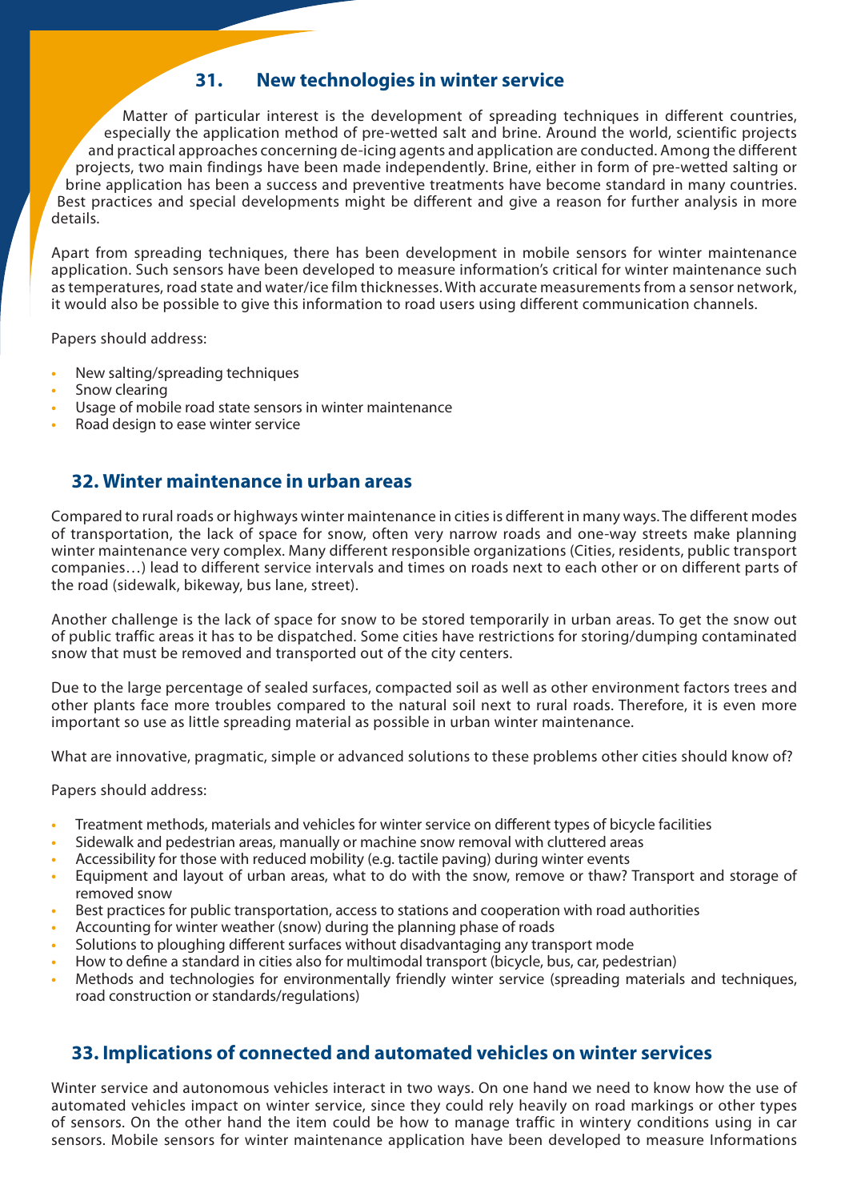## 31. New technologies in winter service

Matter of particular interest is the development of spreading techniques in different countries, especially the application method of pre-wetted salt and brine. Around the world, scientific projects and practical approaches concerning de-icing agents and application are conducted. Among the different projects, two main findings have been made independently. Brine, either in form of pre-wetted salting or brine application has been a success and preventive treatments have become standard in many countries. Best practices and special developments might be different and give a reason for further analysis in more details.

Apart from spreading techniques, there has been development in mobile sensors for winter maintenance application. Such sensors have been developed to measure information's critical for winter maintenance such as temperatures, road state and water/ice film thicknesses. With accurate measurements from a sensor network, it would also be possible to give this information to road users using different communication channels.

Papers should address:

- New salting/spreading techniques
- Snow clearing
- Usage of mobile road state sensors in winter maintenance
- Road design to ease winter service

## 32. Winter maintenance in urban areas

Compared to rural roads or highways winter maintenance in cities is different in many ways. The different modes of transportation, the lack of space for snow, often very narrow roads and one-way streets make planning winter maintenance very complex. Many different responsible organizations (Cities, residents, public transport companies…) lead to different service intervals and times on roads next to each other or on different parts of the road (sidewalk, bikeway, bus lane, street).

Another challenge is the lack of space for snow to be stored temporarily in urban areas. To get the snow out of public traffic areas it has to be dispatched. Some cities have restrictions for storing/dumping contaminated snow that must be removed and transported out of the city centers.

Due to the large percentage of sealed surfaces, compacted soil as well as other environment factors trees and other plants face more troubles compared to the natural soil next to rural roads. Therefore, it is even more important so use as little spreading material as possible in urban winter maintenance.

What are innovative, pragmatic, simple or advanced solutions to these problems other cities should know of?

Papers should address:

- Treatment methods, materials and vehicles for winter service on different types of bicycle facilities
- Sidewalk and pedestrian areas, manually or machine snow removal with cluttered areas
- Accessibility for those with reduced mobility (e.g. tactile paving) during winter events
- Equipment and layout of urban areas, what to do with the snow, remove or thaw? Transport and storage of removed snow
- Best practices for public transportation, access to stations and cooperation with road authorities
- Accounting for winter weather (snow) during the planning phase of roads
- Solutions to ploughing different surfaces without disadvantaging any transport mode
- How to define a standard in cities also for multimodal transport (bicycle, bus, car, pedestrian)
- Methods and technologies for environmentally friendly winter service (spreading materials and techniques, road construction or standards/regulations)

## 33. Implications of connected and automated vehicles on winter services

Winter service and autonomous vehicles interact in two ways. On one hand we need to know how the use of automated vehicles impact on winter service, since they could rely heavily on road markings or other types of sensors. On the other hand the item could be how to manage traffic in wintery conditions using in car sensors. Mobile sensors for winter maintenance application have been developed to measure Informations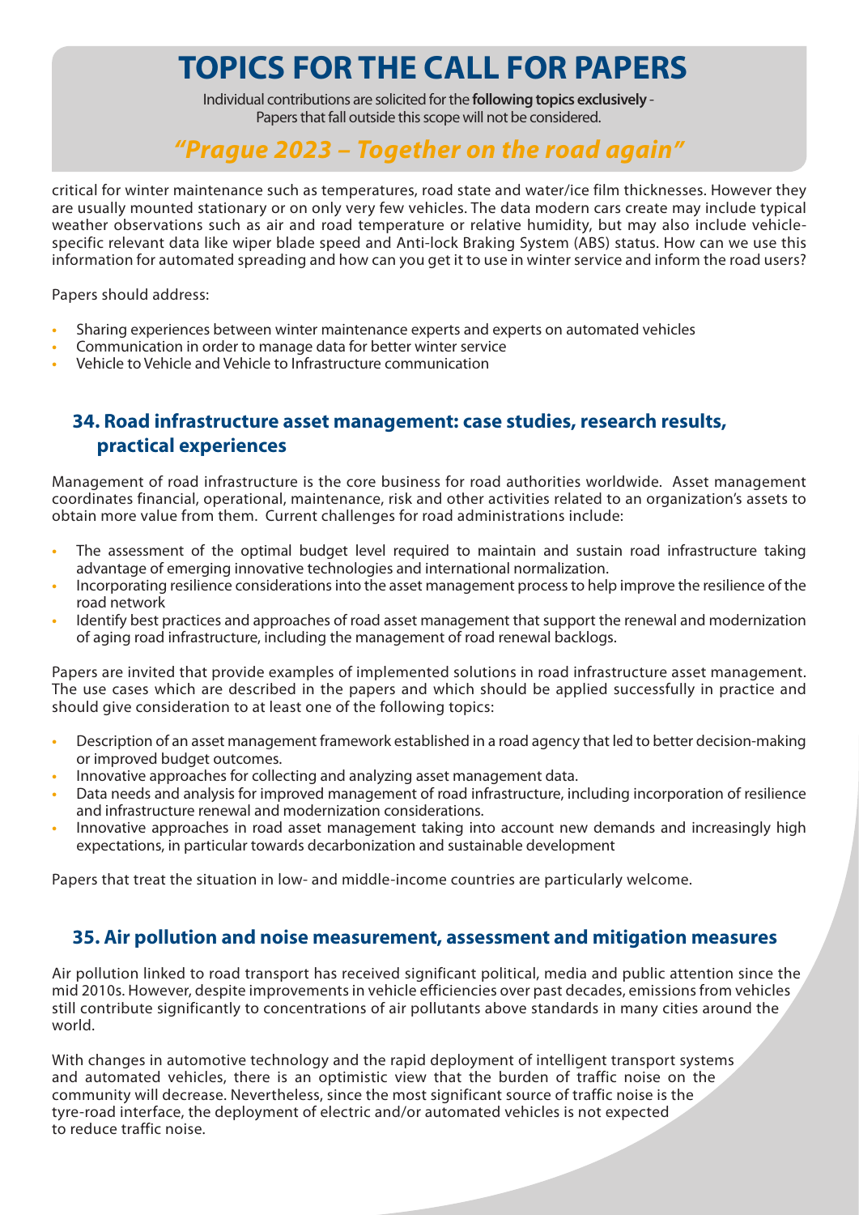# TOPICS FOR THE CALL FOR PAPERS

Individual contributions are solicited for the **following topics exclusively** - Papers that fall outside this scope will not be considered.

## *"Prague 2023 – Together on the road again"*

critical for winter maintenance such as temperatures, road state and water/ice film thicknesses. However they are usually mounted stationary or on only very few vehicles. The data modern cars create may include typical weather observations such as air and road temperature or relative humidity, but may also include vehicle-specific relevant data like wiper blade speed and Anti-lock Braking System (ABS) status. How can we use this information for automated spreading and how can you get it to use in winter service and inform the road users?

Papers should address:

- Sharing experiences between winter maintenance experts and experts on automated vehicles
- Communication in order to manage data for better winter service
- Vehicle to Vehicle and Vehicle to Infrastructure communication

### 34. Road infrastructure asset management: case studies, research results, practical experiences

Management of road infrastructure is the core business for road authorities worldwide. Asset management coordinates financial, operational, maintenance, risk and other activities related to an organization's assets to obtain more value from them. Current challenges for road administrations include:

- The assessment of the optimal budget level required to maintain and sustain road infrastructure taking advantage of emerging innovative technologies and international normalization.
- Incorporating resilience considerations into the asset management process to help improve the resilience of the road network
- Identify best practices and approaches of road asset management that support the renewal and modernization of aging road infrastructure, including the management of road renewal backlogs.

Papers are invited that provide examples of implemented solutions in road infrastructure asset management. The use cases which are described in the papers and which should be applied successfully in practice and should give consideration to at least one of the following topics:

- Description of an asset management framework established in a road agency that led to better decision-making or improved budget outcomes.
- Innovative approaches for collecting and analyzing asset management data.
- Data needs and analysis for improved management of road infrastructure, including incorporation of resilience and infrastructure renewal and modernization considerations.
- Innovative approaches in road asset management taking into account new demands and increasingly high expectations, in particular towards decarbonization and sustainable development

Papers that treat the situation in low- and middle-income countries are particularly welcome.

### 35. Air pollution and noise measurement, assessment and mitigation measures

Air pollution linked to road transport has received significant political, media and public attention since the mid 2010s. However, despite improvements in vehicle efficiencies over past decades, emissions from vehicles still contribute significantly to concentrations of air pollutants above standards in many cities around the world.

With changes in automotive technology and the rapid deployment of intelligent transport systems and automated vehicles, there is an optimistic view that the burden of traffic noise on the community will decrease. Nevertheless, since the most significant source of traffic noise is the tyre-road interface, the deployment of electric and/or automated vehicles is not expected to reduce traffic noise.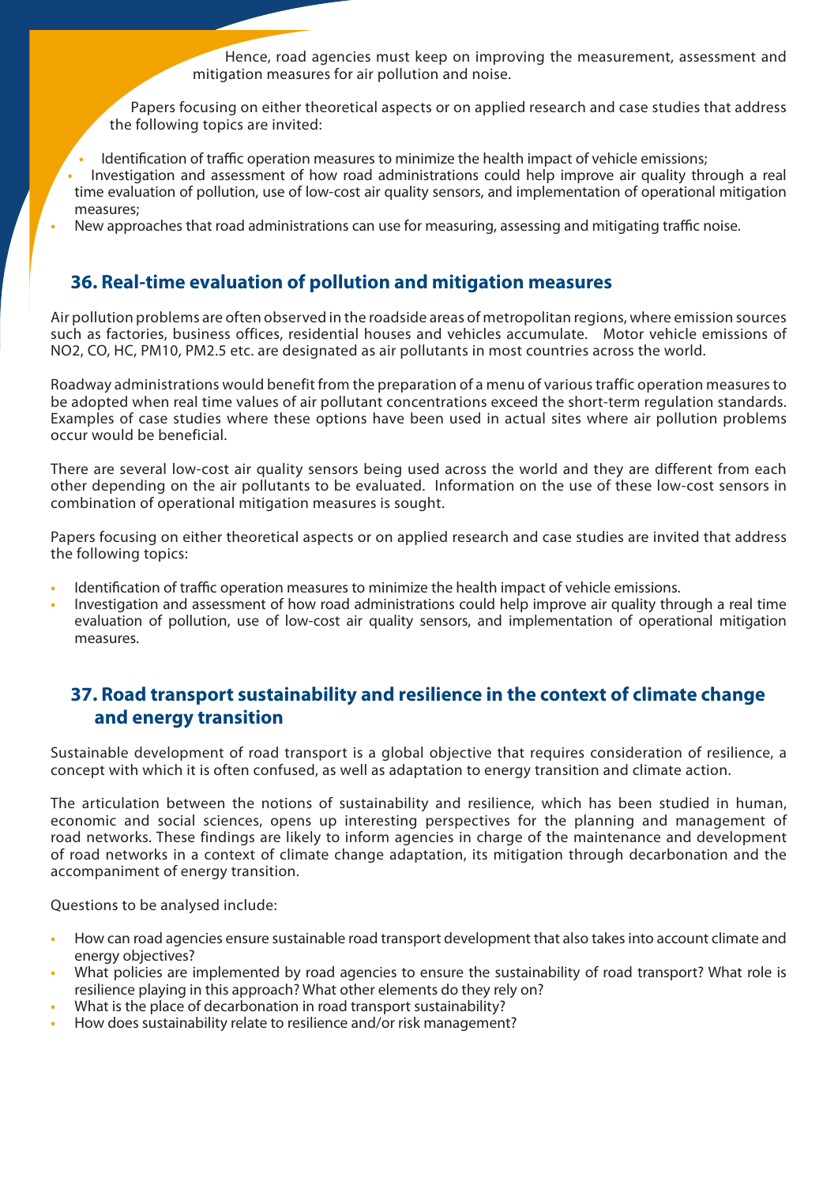Hence, road agencies must keep on improving the measurement, assessment and mitigation measures for air pollution and noise.

Papers focusing on either theoretical aspects or on applied research and case studies that address the following topics are invited:

- Identification of traffic operation measures to minimize the health impact of vehicle emissions;
- Investigation and assessment of how road administrations could help improve air quality through a real time evaluation of pollution, use of low-cost air quality sensors, and implementation of operational mitigation measures;
- New approaches that road administrations can use for measuring, assessing and mitigating traffic noise.

## 36. Real-time evaluation of pollution and mitigation measures

Air pollution problems are often observed in the roadside areas of metropolitan regions, where emission sources such as factories, business offices, residential houses and vehicles accumulate. Motor vehicle emissions of NO2, CO, HC, PM10, PM2.5 etc. are designated as air pollutants in most countries across the world.

Roadway administrations would benefit from the preparation of a menu of various traffic operation measures to be adopted when real time values of air pollutant concentrations exceed the short-term regulation standards. Examples of case studies where these options have been used in actual sites where air pollution problems occur would be beneficial.

There are several low-cost air quality sensors being used across the world and they are different from each other depending on the air pollutants to be evaluated. Information on the use of these low-cost sensors in combination of operational mitigation measures is sought.

Papers focusing on either theoretical aspects or on applied research and case studies are invited that address the following topics:

- Identification of traffic operation measures to minimize the health impact of vehicle emissions.
- Investigation and assessment of how road administrations could help improve air quality through a real time evaluation of pollution, use of low-cost air quality sensors, and implementation of operational mitigation measures.

## 37. Road transport sustainability and resilience in the context of climate change and energy transition

Sustainable development of road transport is a global objective that requires consideration of resilience, a concept with which it is often confused, as well as adaptation to energy transition and climate action.

The articulation between the notions of sustainability and resilience, which has been studied in human, economic and social sciences, opens up interesting perspectives for the planning and management of road networks. These findings are likely to inform agencies in charge of the maintenance and development of road networks in a context of climate change adaptation, its mitigation through decarbonation and the accompaniment of energy transition.

Questions to be analysed include:

- How can road agencies ensure sustainable road transport development that also takes into account climate and energy objectives?
- What policies are implemented by road agencies to ensure the sustainability of road transport? What role is resilience playing in this approach? What other elements do they rely on?
- What is the place of decarbonation in road transport sustainability?
- How does sustainability relate to resilience and/or risk management?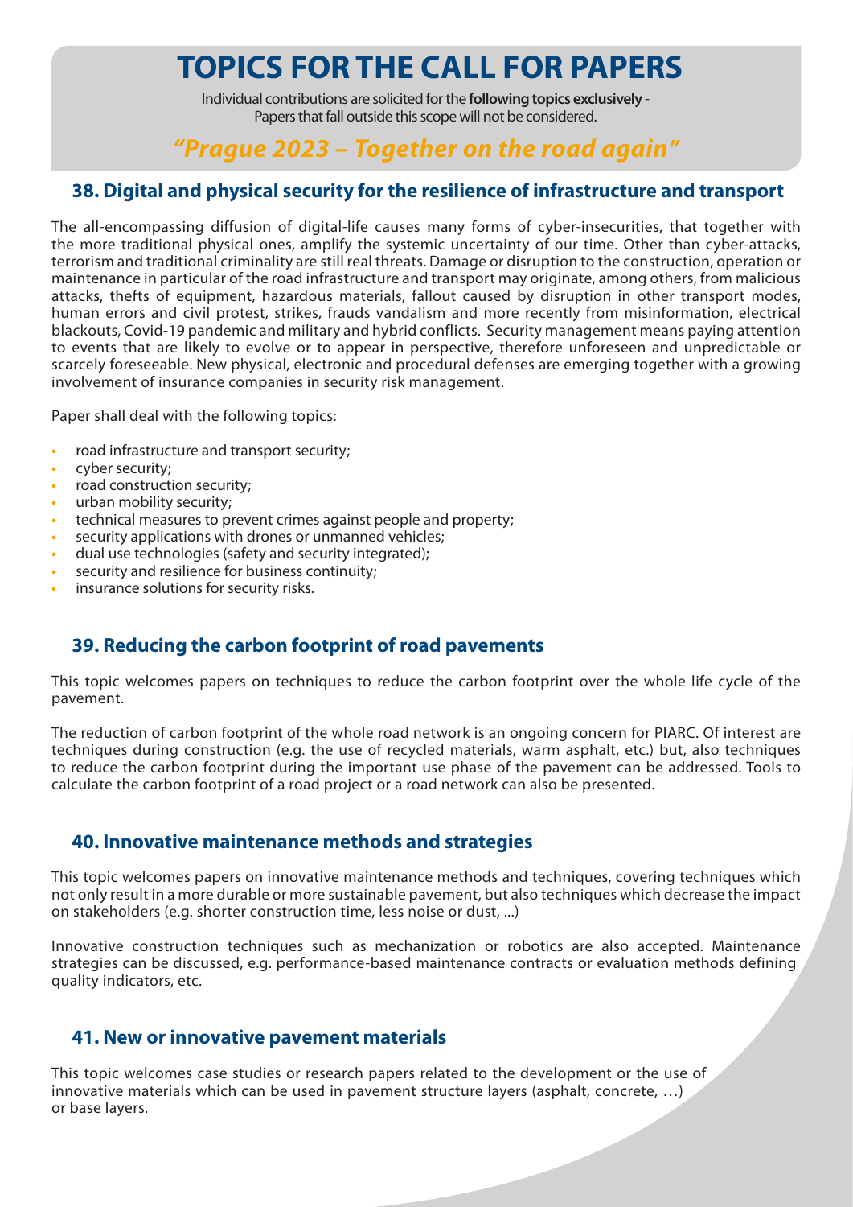# TOPICS FOR THE CALL FOR PAPERS

Individual contributions are solicited for the **following topics exclusively** - Papers that fall outside this scope will not be considered.

## *"Prague 2023 – Together on the road again"*

### 38. Digital and physical security for the resilience of infrastructure and transport

The all-encompassing diffusion of digital-life causes many forms of cyber-insecurities, that together with the more traditional physical ones, amplify the systemic uncertainty of our time. Other than cyber-attacks, terrorism and traditional criminality are still real threats. Damage or disruption to the construction, operation or maintenance in particular of the road infrastructure and transport may originate, among others, from malicious attacks, thefts of equipment, hazardous materials, fallout caused by disruption in other transport modes, human errors and civil protest, strikes, frauds vandalism and more recently from misinformation, electrical blackouts, Covid-19 pandemic and military and hybrid conflicts. Security management means paying attention to events that are likely to evolve or to appear in perspective, therefore unforeseen and unpredictable or scarcely foreseeable. New physical, electronic and procedural defenses are emerging together with a growing involvement of insurance companies in security risk management.

Paper shall deal with the following topics:

- road infrastructure and transport security;
- cyber security;
- road construction security;
- urban mobility security;
- technical measures to prevent crimes against people and property;
- security applications with drones or unmanned vehicles;
- dual use technologies (safety and security integrated);
- security and resilience for business continuity;
- insurance solutions for security risks.

### 39. Reducing the carbon footprint of road pavements

This topic welcomes papers on techniques to reduce the carbon footprint over the whole life cycle of the pavement.

The reduction of carbon footprint of the whole road network is an ongoing concern for PIARC. Of interest are techniques during construction (e.g. the use of recycled materials, warm asphalt, etc.) but, also techniques to reduce the carbon footprint during the important use phase of the pavement can be addressed. Tools to calculate the carbon footprint of a road project or a road network can also be presented.

### 40. Innovative maintenance methods and strategies

This topic welcomes papers on innovative maintenance methods and techniques, covering techniques which not only result in a more durable or more sustainable pavement, but also techniques which decrease the impact on stakeholders (e.g. shorter construction time, less noise or dust, ...)

Innovative construction techniques such as mechanization or robotics are also accepted. Maintenance strategies can be discussed, e.g. performance-based maintenance contracts or evaluation methods defining quality indicators, etc.

### 41. New or innovative pavement materials

This topic welcomes case studies or research papers related to the development or the use of innovative materials which can be used in pavement structure layers (asphalt, concrete, …) or base layers.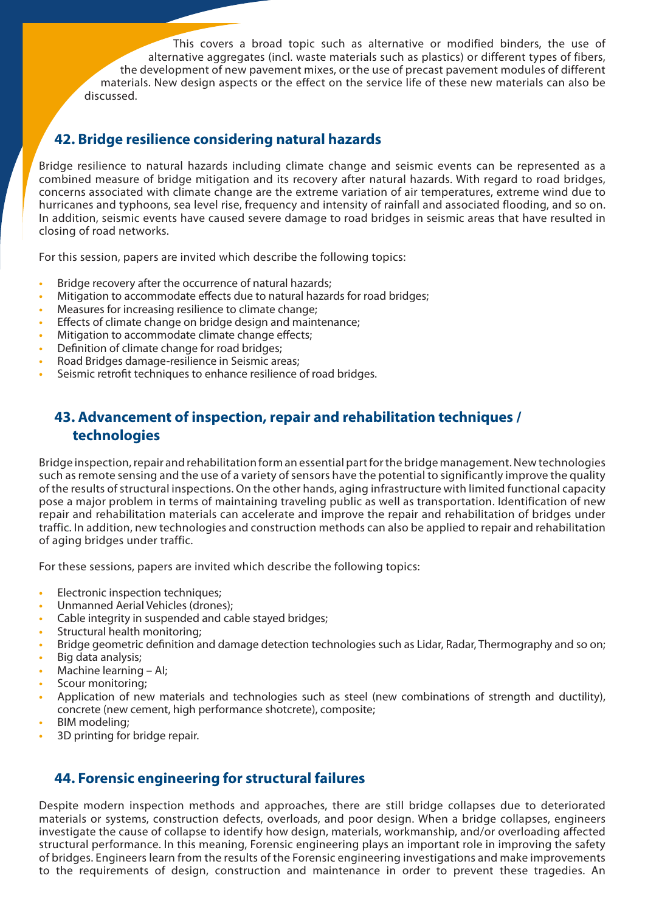This covers a broad topic such as alternative or modified binders, the use of alternative aggregates (incl. waste materials such as plastics) or different types of fibers, the development of new pavement mixes, or the use of precast pavement modules of different materials. New design aspects or the effect on the service life of these new materials can also be discussed.

## 42. Bridge resilience considering natural hazards

Bridge resilience to natural hazards including climate change and seismic events can be represented as a combined measure of bridge mitigation and its recovery after natural hazards. With regard to road bridges, concerns associated with climate change are the extreme variation of air temperatures, extreme wind due to hurricanes and typhoons, sea level rise, frequency and intensity of rainfall and associated flooding, and so on. In addition, seismic events have caused severe damage to road bridges in seismic areas that have resulted in closing of road networks.

For this session, papers are invited which describe the following topics:

- Bridge recovery after the occurrence of natural hazards;
- Mitigation to accommodate effects due to natural hazards for road bridges;
- Measures for increasing resilience to climate change;
- Effects of climate change on bridge design and maintenance;
- Mitigation to accommodate climate change effects;
- Definition of climate change for road bridges;
- Road Bridges damage-resilience in Seismic areas;
- Seismic retrofit techniques to enhance resilience of road bridges.

## 43. Advancement of inspection, repair and rehabilitation techniques / technologies

Bridge inspection, repair and rehabilitation form an essential part for the bridge management. New technologies such as remote sensing and the use of a variety of sensors have the potential to significantly improve the quality of the results of structural inspections. On the other hands, aging infrastructure with limited functional capacity pose a major problem in terms of maintaining traveling public as well as transportation. Identification of new repair and rehabilitation materials can accelerate and improve the repair and rehabilitation of bridges under traffic. In addition, new technologies and construction methods can also be applied to repair and rehabilitation of aging bridges under traffic.

For these sessions, papers are invited which describe the following topics:

- Electronic inspection techniques;
- Unmanned Aerial Vehicles (drones);
- Cable integrity in suspended and cable stayed bridges;
- Structural health monitoring;
- Bridge geometric definition and damage detection technologies such as Lidar, Radar, Thermography and so on;
- Big data analysis;
- Machine learning – AI;
- Scour monitoring;
- Application of new materials and technologies such as steel (new combinations of strength and ductility), concrete (new cement, high performance shotcrete), composite;
- BIM modeling;
- 3D printing for bridge repair.

## 44. Forensic engineering for structural failures

Despite modern inspection methods and approaches, there are still bridge collapses due to deteriorated materials or systems, construction defects, overloads, and poor design. When a bridge collapses, engineers investigate the cause of collapse to identify how design, materials, workmanship, and/or overloading affected structural performance. In this meaning, Forensic engineering plays an important role in improving the safety of bridges. Engineers learn from the results of the Forensic engineering investigations and make improvements to the requirements of design, construction and maintenance in order to prevent these tragedies. An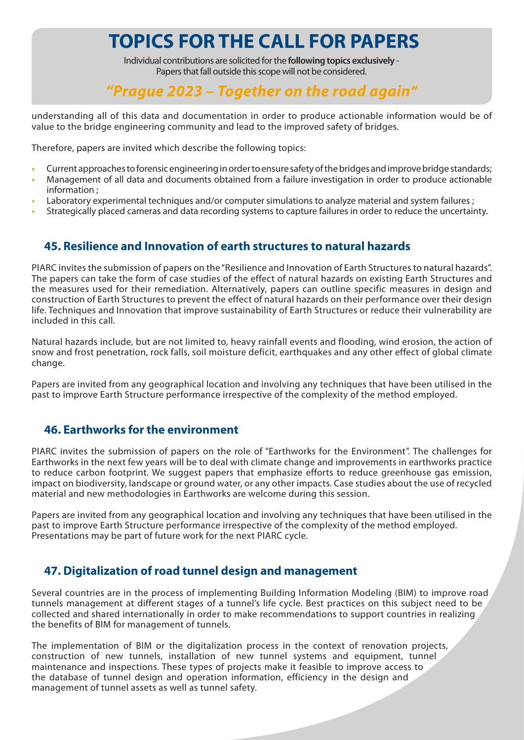understanding all of this data and documentation in order to produce actionable information would be of value to the bridge engineering community and lead to the improved safety of bridges.

Therefore, papers are invited which describe the following topics:

- Current approaches to forensic engineering in order to ensure safety of the bridges and improve bridge standards;
- Management of all data and documents obtained from a failure investigation in order to produce actionable information ;
- Laboratory experimental techniques and/or computer simulations to analyze material and system failures ;
- Strategically placed cameras and data recording systems to capture failures in order to reduce the uncertainty.

## 45. Resilience and Innovation of earth structures to natural hazards

PIARC invites the submission of papers on the "Resilience and Innovation of Earth Structures to natural hazards". The papers can take the form of case studies of the effect of natural hazards on existing Earth Structures and the measures used for their remediation. Alternatively, papers can outline specific measures in design and construction of Earth Structures to prevent the effect of natural hazards on their performance over their design life. Techniques and Innovation that improve sustainability of Earth Structures or reduce their vulnerability are included in this call.

Natural hazards include, but are not limited to, heavy rainfall events and flooding, wind erosion, the action of snow and frost penetration, rock falls, soil moisture deficit, earthquakes and any other effect of global climate change.

Papers are invited from any geographical location and involving any techniques that have been utilised in the past to improve Earth Structure performance irrespective of the complexity of the method employed.

## 46. Earthworks for the environment

PIARC invites the submission of papers on the role of "Earthworks for the Environment". The challenges for Earthworks in the next few years will be to deal with climate change and improvements in earthworks practice to reduce carbon footprint. We suggest papers that emphasize efforts to reduce greenhouse gas emission, impact on biodiversity, landscape or ground water, or any other impacts. Case studies about the use of recycled material and new methodologies in Earthworks are welcome during this session.

Papers are invited from any geographical location and involving any techniques that have been utilised in the past to improve Earth Structure performance irrespective of the complexity of the method employed. Presentations may be part of future work for the next PIARC cycle.

## 47. Digitalization of road tunnel design and management

Several countries are in the process of implementing Building Information Modeling (BIM) to improve road tunnels management at different stages of a tunnel's life cycle. Best practices on this subject need to be collected and shared internationally in order to make recommendations to support countries in realizing the benefits of BIM for management of tunnels.

The implementation of BIM or the digitalization process in the context of renovation projects, construction of new tunnels, installation of new tunnel systems and equipment, tunnel maintenance and inspections. These types of projects make it feasible to improve access to the database of tunnel design and operation information, efficiency in the design and management of tunnel assets as well as tunnel safety.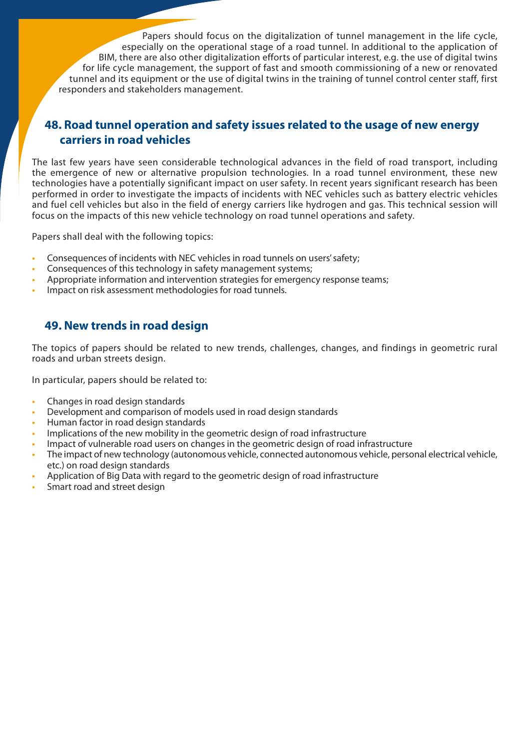Papers should focus on the digitalization of tunnel management in the life cycle, especially on the operational stage of a road tunnel. In additional to the application of BIM, there are also other digitalization efforts of particular interest, e.g. the use of digital twins for life cycle management, the support of fast and smooth commissioning of a new or renovated tunnel and its equipment or the use of digital twins in the training of tunnel control center staff, first responders and stakeholders management.

## 48. Road tunnel operation and safety issues related to the usage of new energy carriers in road vehicles

The last few years have seen considerable technological advances in the field of road transport, including the emergence of new or alternative propulsion technologies. In a road tunnel environment, these new technologies have a potentially significant impact on user safety. In recent years significant research has been performed in order to investigate the impacts of incidents with NEC vehicles such as battery electric vehicles and fuel cell vehicles but also in the field of energy carriers like hydrogen and gas. This technical session will focus on the impacts of this new vehicle technology on road tunnel operations and safety.

Papers shall deal with the following topics:

- Consequences of incidents with NEC vehicles in road tunnels on users' safety;
- Consequences of this technology in safety management systems;
- Appropriate information and intervention strategies for emergency response teams;
- Impact on risk assessment methodologies for road tunnels.

## 49. New trends in road design

The topics of papers should be related to new trends, challenges, changes, and findings in geometric rural roads and urban streets design.

In particular, papers should be related to:

- Changes in road design standards
- Development and comparison of models used in road design standards
- Human factor in road design standards
- Implications of the new mobility in the geometric design of road infrastructure
- Impact of vulnerable road users on changes in the geometric design of road infrastructure
- The impact of new technology (autonomous vehicle, connected autonomous vehicle, personal electrical vehicle, etc.) on road design standards
- Application of Big Data with regard to the geometric design of road infrastructure
- Smart road and street design